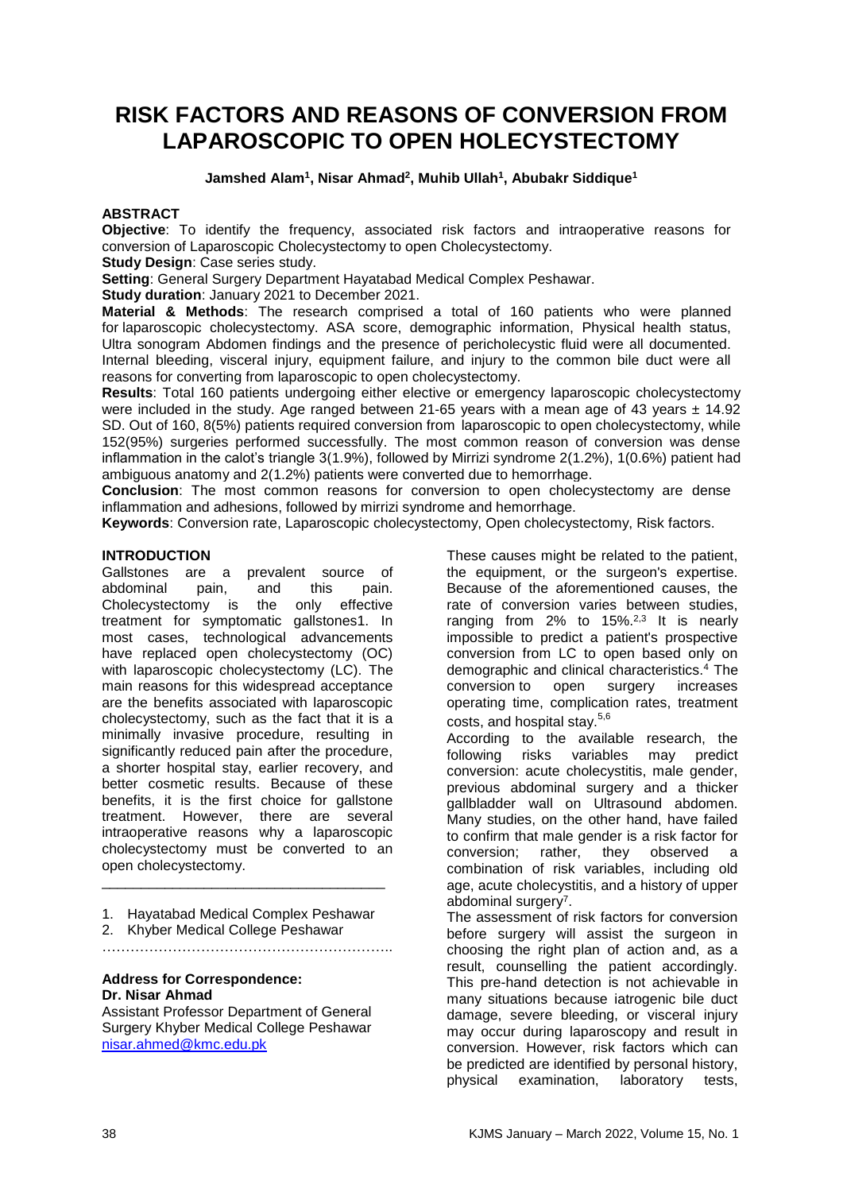# RISK FACTORS AND REASONS OF CONVERSION FROM LAPAROSCOPIC TO OPEN HOLECYSTECTOMY

**Jamshed Alam[1], Nisar Ahmad[2], Muhib Ullah[1], Abubakr Siddique[1]**

## ABSTRACT

**Objective**: To identify the frequency, associated risk factors and intraoperative reasons for conversion of Laparoscopic Cholecystectomy to open Cholecystectomy.

**Study Design**: Case series study.

**Setting**: General Surgery Department Hayatabad Medical Complex Peshawar.

**Study duration**: January 2021 to December 2021.

**Material & Methods**: The research comprised a total of 160 patients who were planned for laparoscopic cholecystectomy. ASA score, demographic information, Physical health status, Ultra sonogram Abdomen findings and the presence of pericholecystic fluid were all documented. Internal bleeding, visceral injury, equipment failure, and injury to the common bile duct were all reasons for converting from laparoscopic to open cholecystectomy.

**Results**: Total 160 patients undergoing either elective or emergency laparoscopic cholecystectomy were included in the study. Age ranged between 21-65 years with a mean age of 43 years ± 14.92 SD. Out of 160, 8(5%) patients required conversion from laparoscopic to open cholecystectomy, while 152(95%) surgeries performed successfully. The most common reason of conversion was dense inflammation in the calot's triangle 3(1.9%), followed by Mirrizi syndrome 2(1.2%), 1(0.6%) patient had ambiguous anatomy and 2(1.2%) patients were converted due to hemorrhage.

**Conclusion**: The most common reasons for conversion to open cholecystectomy are dense inflammation and adhesions, followed by mirrizi syndrome and hemorrhage.

**Keywords**: Conversion rate, Laparoscopic cholecystectomy, Open cholecystectomy, Risk factors.

## INTRODUCTION

Gallstones are a prevalent source of abdominal pain, and this pain. Cholecystectomy is the only effective treatment for symptomatic gallstones1. In most cases, technological advancements have replaced open cholecystectomy (OC) with laparoscopic cholecystectomy (LC). The main reasons for this widespread acceptance are the benefits associated with laparoscopic cholecystectomy, such as the fact that it is a minimally invasive procedure, resulting in significantly reduced pain after the procedure, a shorter hospital stay, earlier recovery, and better cosmetic results. Because of these benefits, it is the first choice for gallstone treatment. However, there are several intraoperative reasons why a laparoscopic cholecystectomy must be converted to an open cholecystectomy.

1. Hayatabad Medical Complex Peshawar
2. Khyber Medical College Peshawar

**Address for Correspondence:**
**Dr. Nisar Ahmad**
Assistant Professor Department of General Surgery Khyber Medical College Peshawar
nisar.ahmed@kmc.edu.pk

These causes might be related to the patient, the equipment, or the surgeon's expertise. Because of the aforementioned causes, the rate of conversion varies between studies, ranging from 2% to 15%.[2,3] It is nearly impossible to predict a patient's prospective conversion from LC to open based only on demographic and clinical characteristics.[4] The conversion to open surgery increases operating time, complication rates, treatment costs, and hospital stay.[5,6]

According to the available research, the following risks variables may predict conversion: acute cholecystitis, male gender, previous abdominal surgery and a thicker gallbladder wall on Ultrasound abdomen. Many studies, on the other hand, have failed to confirm that male gender is a risk factor for conversion; rather, they observed a combination of risk variables, including old age, acute cholecystitis, and a history of upper abdominal surgery[7].

The assessment of risk factors for conversion before surgery will assist the surgeon in choosing the right plan of action and, as a result, counselling the patient accordingly. This pre-hand detection is not achievable in many situations because iatrogenic bile duct damage, severe bleeding, or visceral injury may occur during laparoscopy and result in conversion. However, risk factors which can be predicted are identified by personal history, physical examination, laboratory tests,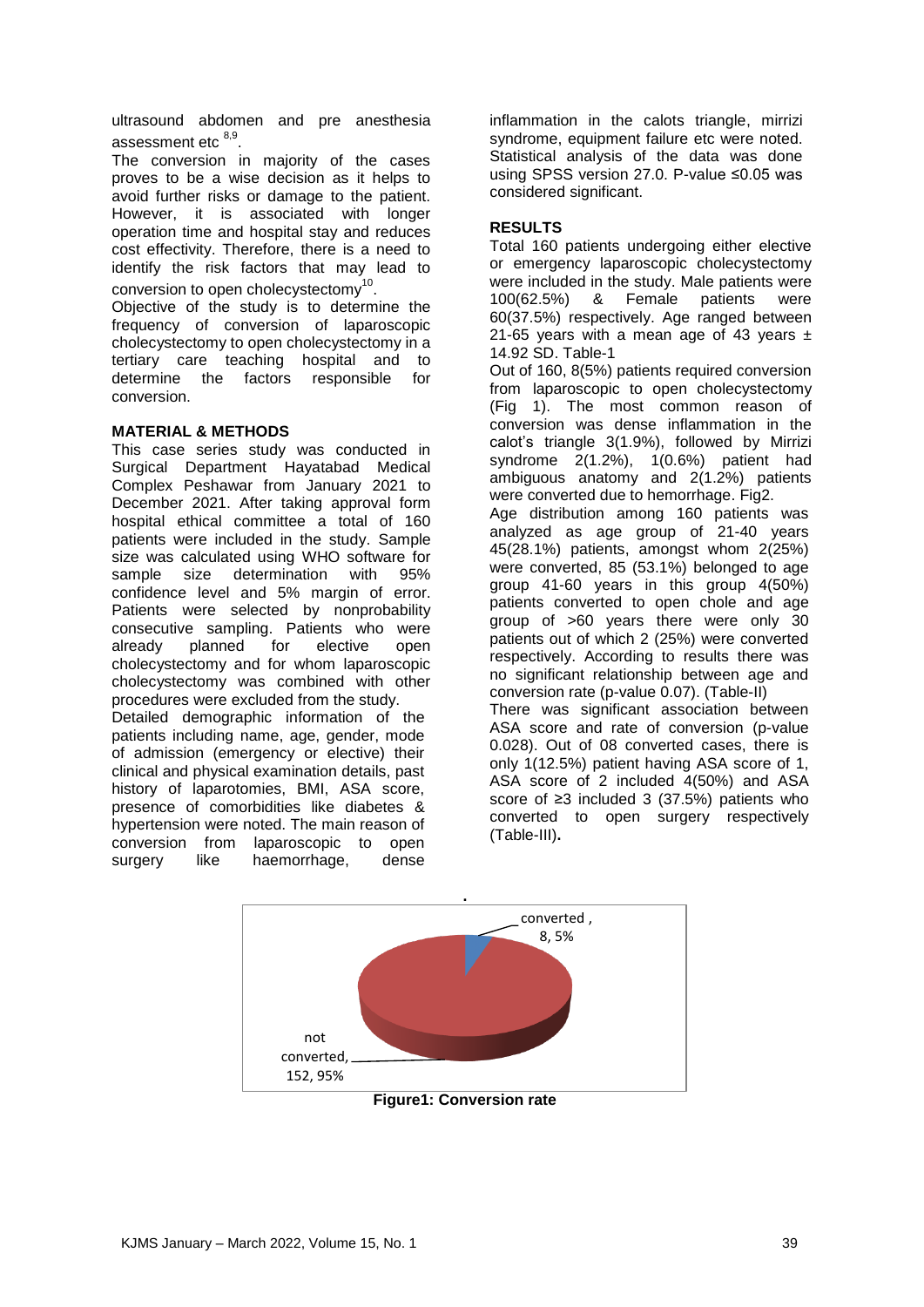ultrasound abdomen and pre anesthesia assessment etc [8,9].

The conversion in majority of the cases proves to be a wise decision as it helps to avoid further risks or damage to the patient. However, it is associated with longer operation time and hospital stay and reduces cost effectivity. Therefore, there is a need to identify the risk factors that may lead to conversion to open cholecystectomy[10].

Objective of the study is to determine the frequency of conversion of laparoscopic cholecystectomy to open cholecystectomy in a tertiary care teaching hospital and to determine the factors responsible for conversion.

## MATERIAL & METHODS

This case series study was conducted in Surgical Department Hayatabad Medical Complex Peshawar from January 2021 to December 2021. After taking approval form hospital ethical committee a total of 160 patients were included in the study. Sample size was calculated using WHO software for sample size determination with 95% confidence level and 5% margin of error. Patients were selected by nonprobability consecutive sampling. Patients who were already planned for elective open cholecystectomy and for whom laparoscopic cholecystectomy was combined with other procedures were excluded from the study.

Detailed demographic information of the patients including name, age, gender, mode of admission (emergency or elective) their clinical and physical examination details, past history of laparotomies, BMI, ASA score, presence of comorbidities like diabetes & hypertension were noted. The main reason of conversion from laparoscopic to open surgery like haemorrhage, dense inflammation in the calots triangle, mirrizi syndrome, equipment failure etc were noted. Statistical analysis of the data was done using SPSS version 27.0. P-value ≤0.05 was considered significant.

## RESULTS

Total 160 patients undergoing either elective or emergency laparoscopic cholecystectomy were included in the study. Male patients were 100(62.5%) & Female patients were 60(37.5%) respectively. Age ranged between 21-65 years with a mean age of 43 years ± 14.92 SD. Table-1

Out of 160, 8(5%) patients required conversion from laparoscopic to open cholecystectomy (Fig 1). The most common reason of conversion was dense inflammation in the calot's triangle 3(1.9%), followed by Mirrizi syndrome 2(1.2%), 1(0.6%) patient had ambiguous anatomy and 2(1.2%) patients were converted due to hemorrhage. Fig2.

Age distribution among 160 patients was analyzed as age group of 21-40 years 45(28.1%) patients, amongst whom 2(25%) were converted, 85 (53.1%) belonged to age group 41-60 years in this group 4(50%) patients converted to open chole and age group of >60 years there were only 30 patients out of which 2 (25%) were converted respectively. According to results there was no significant relationship between age and conversion rate (p-value 0.07). (Table-II)

There was significant association between ASA score and rate of conversion (p-value 0.028). Out of 08 converted cases, there is only 1(12.5%) patient having ASA score of 1, ASA score of 2 included 4(50%) and ASA score of ≥3 included 3 (37.5%) patients who converted to open surgery respectively (Table-III).

converted , 8, 5%

not converted, 152, 95%

**Figure1: Conversion rate**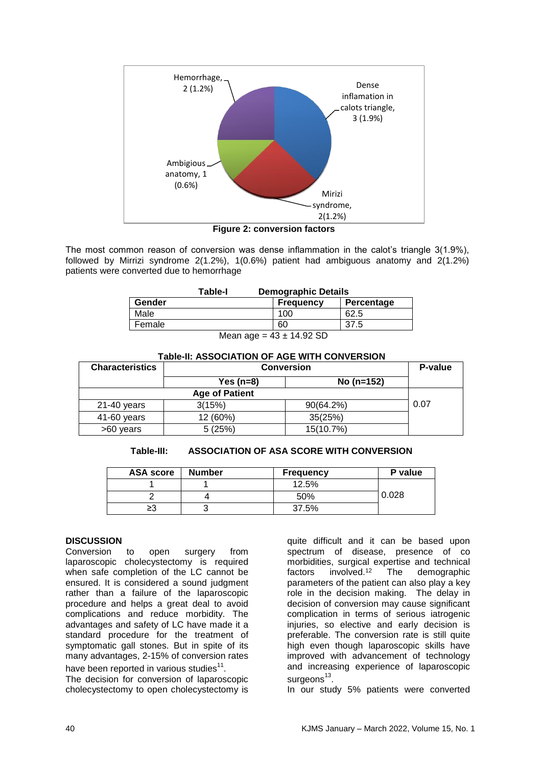Hemorrhage, 2 (1.2%)

Dense inflamation in calots triangle, 3 (1.9%)

Ambigious anatomy, 1 (0.6%)

Mirizi syndrome, 2(1.2%)

**Figure 2: conversion factors**

The most common reason of conversion was dense inflammation in the calot's triangle 3(1.9%), followed by Mirrizi syndrome 2(1.2%), 1(0.6%) patient had ambiguous anatomy and 2(1.2%) patients were converted due to hemorrhage

**Table-I Demographic Details**

| Gender | Frequency | Percentage |
|---|---|---|
| Male | 100 | 62.5 |
| Female | 60 | 37.5 |

Mean age = 43 ± 14.92 SD

**Table-II: ASSOCIATION OF AGE WITH CONVERSION**

| Characteristics | Conversion | | P-value |
|---|---|---|---|
| | Yes (n=8) | No (n=152) | |
| Age of Patient | | | |
| 21-40 years | 3(15%) | 90(64.2%) | 0.07 |
| 41-60 years | 12 (60%) | 35(25%) | |
| >60 years | 5 (25%) | 15(10.7%) | |

**Table-III: ASSOCIATION OF ASA SCORE WITH CONVERSION**

| ASA score | Number | Frequency | P value |
|---|---|---|---|
| 1 | 1 | 12.5% | 0.028 |
| 2 | 4 | 50% | |
| ≥3 | 3 | 37.5% | |

## DISCUSSION

Conversion to open surgery from laparoscopic cholecystectomy is required when safe completion of the LC cannot be ensured. It is considered a sound judgment rather than a failure of the laparoscopic procedure and helps a great deal to avoid complications and reduce morbidity. The advantages and safety of LC have made it a standard procedure for the treatment of symptomatic gall stones. But in spite of its many advantages, 2-15% of conversion rates have been reported in various studies[11].

The decision for conversion of laparoscopic cholecystectomy to open cholecystectomy is quite difficult and it can be based upon spectrum of disease, presence of co morbidities, surgical expertise and technical factors involved.[12] The demographic parameters of the patient can also play a key role in the decision making. The delay in decision of conversion may cause significant complication in terms of serious iatrogenic injuries, so elective and early decision is preferable. The conversion rate is still quite high even though laparoscopic skills have improved with advancement of technology and increasing experience of laparoscopic surgeons[13].

In our study 5% patients were converted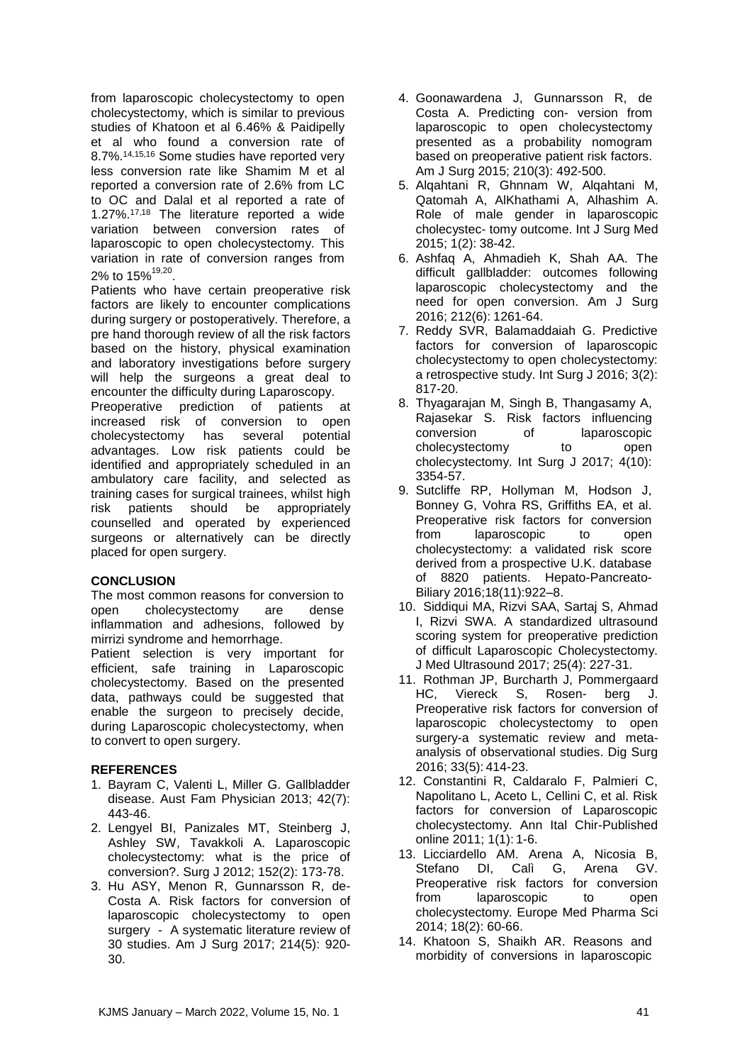from laparoscopic cholecystectomy to open cholecystectomy, which is similar to previous studies of Khatoon et al 6.46% & Paidipelly et al who found a conversion rate of 8.7%.[14,15,16] Some studies have reported very less conversion rate like Shamim M et al reported a conversion rate of 2.6% from LC to OC and Dalal et al reported a rate of 1.27%.[17,18] The literature reported a wide variation between conversion rates of laparoscopic to open cholecystectomy. This variation in rate of conversion ranges from 2% to 15%[19,20].

Patients who have certain preoperative risk factors are likely to encounter complications during surgery or postoperatively. Therefore, a pre hand thorough review of all the risk factors based on the history, physical examination and laboratory investigations before surgery will help the surgeons a great deal to encounter the difficulty during Laparoscopy.

Preoperative prediction of patients at increased risk of conversion to open cholecystectomy has several potential advantages. Low risk patients could be identified and appropriately scheduled in an ambulatory care facility, and selected as training cases for surgical trainees, whilst high risk patients should be appropriately counselled and operated by experienced surgeons or alternatively can be directly placed for open surgery.

## CONCLUSION

The most common reasons for conversion to open cholecystectomy are dense inflammation and adhesions, followed by mirrizi syndrome and hemorrhage.

Patient selection is very important for efficient, safe training in Laparoscopic cholecystectomy. Based on the presented data, pathways could be suggested that enable the surgeon to precisely decide, during Laparoscopic cholecystectomy, when to convert to open surgery.

## REFERENCES

1. Bayram C, Valenti L, Miller G. Gallbladder disease. Aust Fam Physician 2013; 42(7): 443-46.
2. Lengyel BI, Panizales MT, Steinberg J, Ashley SW, Tavakkoli A. Laparoscopic cholecystectomy: what is the price of conversion?. Surg J 2012; 152(2): 173-78.
3. Hu ASY, Menon R, Gunnarsson R, de-Costa A. Risk factors for conversion of laparoscopic cholecystectomy to open surgery - A systematic literature review of 30 studies. Am J Surg 2017; 214(5): 920-30.
4. Goonawardena J, Gunnarsson R, de Costa A. Predicting con- version from laparoscopic to open cholecystectomy presented as a probability nomogram based on preoperative patient risk factors. Am J Surg 2015; 210(3): 492-500.
5. Alqahtani R, Ghnnam W, Alqahtani M, Qatomah A, AlKhathami A, Alhashim A. Role of male gender in laparoscopic cholecystec- tomy outcome. Int J Surg Med 2015; 1(2): 38-42.
6. Ashfaq A, Ahmadieh K, Shah AA. The difficult gallbladder: outcomes following laparoscopic cholecystectomy and the need for open conversion. Am J Surg 2016; 212(6): 1261-64.
7. Reddy SVR, Balamaddaiah G. Predictive factors for conversion of laparoscopic cholecystectomy to open cholecystectomy: a retrospective study. Int Surg J 2016; 3(2): 817-20.
8. Thyagarajan M, Singh B, Thangasamy A, Rajasekar S. Risk factors influencing conversion of laparoscopic cholecystectomy to open cholecystectomy. Int Surg J 2017; 4(10): 3354-57.
9. Sutcliffe RP, Hollyman M, Hodson J, Bonney G, Vohra RS, Griffiths EA, et al. Preoperative risk factors for conversion from laparoscopic to open cholecystectomy: a validated risk score derived from a prospective U.K. database of 8820 patients. Hepato-Pancreato-Biliary 2016;18(11):922–8.
10. Siddiqui MA, Rizvi SAA, Sartaj S, Ahmad I, Rizvi SWA. A standardized ultrasound scoring system for preoperative prediction of difficult Laparoscopic Cholecystectomy. J Med Ultrasound 2017; 25(4): 227-31.
11. Rothman JP, Burcharth J, Pommergaard HC, Viereck S, Rosen- berg J. Preoperative risk factors for conversion of laparoscopic cholecystectomy to open surgery-a systematic review and meta-analysis of observational studies. Dig Surg 2016; 33(5): 414-23.
12. Constantini R, Caldaralo F, Palmieri C, Napolitano L, Aceto L, Cellini C, et al. Risk factors for conversion of Laparoscopic cholecystectomy. Ann Ital Chir-Published online 2011; 1(1): 1-6.
13. Licciardello AM. Arena A, Nicosia B, Stefano DI, Calì G, Arena GV. Preoperative risk factors for conversion from laparoscopic to open cholecystectomy. Europe Med Pharma Sci 2014; 18(2): 60-66.
14. Khatoon S, Shaikh AR. Reasons and morbidity of conversions in laparoscopic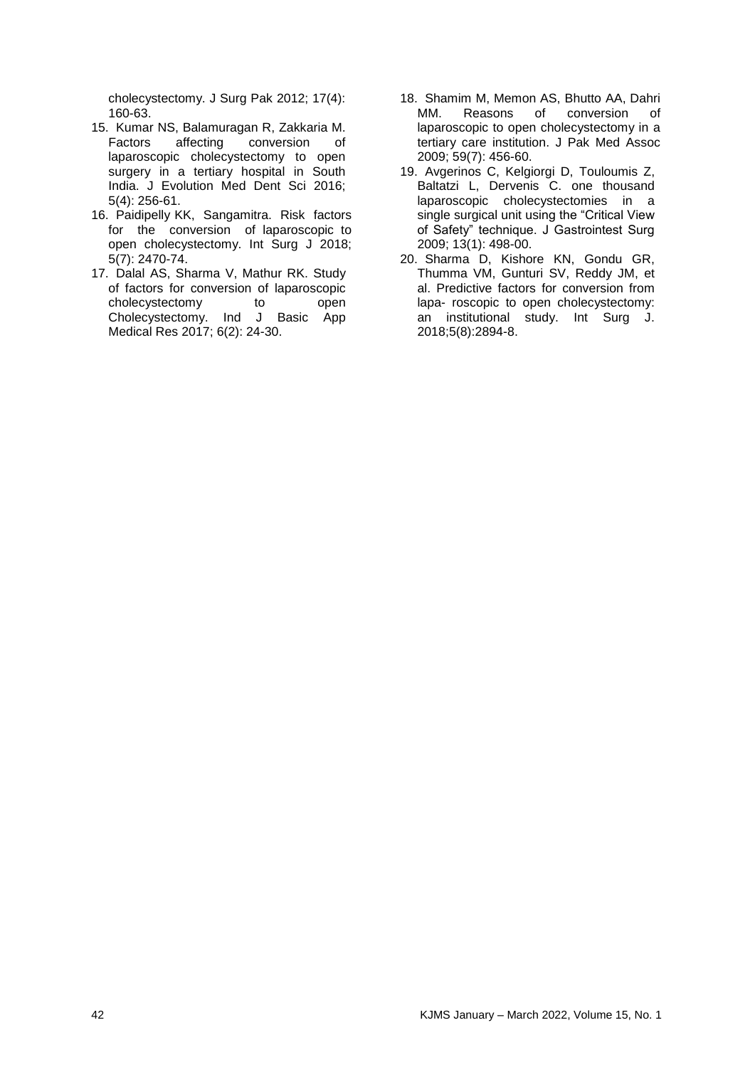cholecystectomy. J Surg Pak 2012; 17(4): 160-63.

15. Kumar NS, Balamuragan R, Zakkaria M. Factors affecting conversion of laparoscopic cholecystectomy to open surgery in a tertiary hospital in South India. J Evolution Med Dent Sci 2016; 5(4): 256-61.
16. Paidipelly KK, Sangamitra. Risk factors for the conversion of laparoscopic to open cholecystectomy. Int Surg J 2018; 5(7): 2470-74.
17. Dalal AS, Sharma V, Mathur RK. Study of factors for conversion of laparoscopic cholecystectomy to open Cholecystectomy. Ind J Basic App Medical Res 2017; 6(2): 24-30.
18. Shamim M, Memon AS, Bhutto AA, Dahri MM. Reasons of conversion of laparoscopic to open cholecystectomy in a tertiary care institution. J Pak Med Assoc 2009; 59(7): 456-60.
19. Avgerinos C, Kelgiorgi D, Touloumis Z, Baltatzi L, Dervenis C. one thousand laparoscopic cholecystectomies in a single surgical unit using the "Critical View of Safety" technique. J Gastrointest Surg 2009; 13(1): 498-00.
20. Sharma D, Kishore KN, Gondu GR, Thumma VM, Gunturi SV, Reddy JM, et al. Predictive factors for conversion from lapa- roscopic to open cholecystectomy: an institutional study. Int Surg J. 2018;5(8):2894-8.